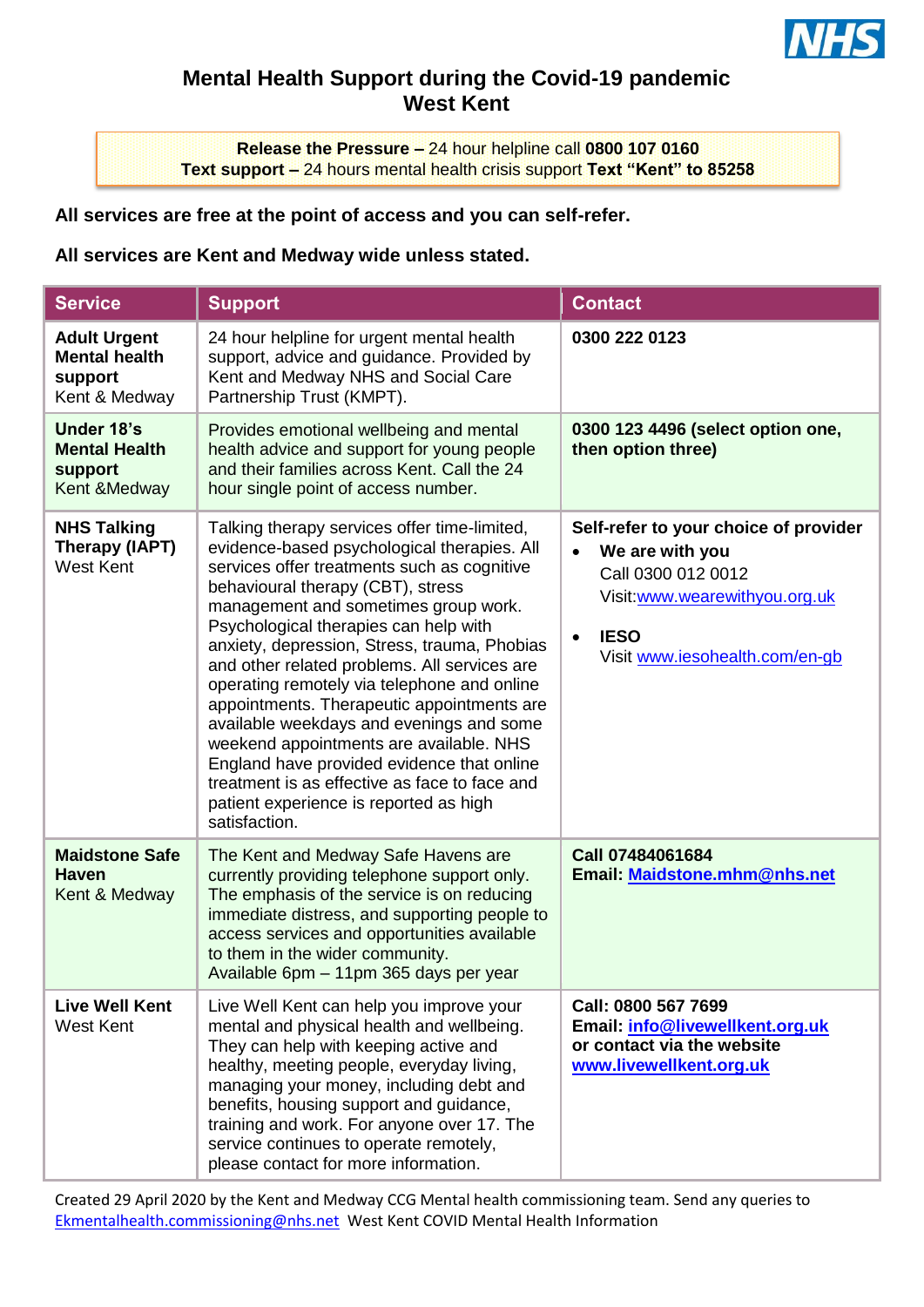# Mental Health Support during the Covid-19 pandemic
# West Kent

**Release the Pressure –** 24 hour helpline call **0800 107 0160**
**Text support –** 24 hours mental health crisis support **Text "Kent" to 85258**

**All services are free at the point of access and you can self-refer.**

**All services are Kent and Medway wide unless stated.**

| Service | Support | Contact |
|---|---|---|
| **Adult Urgent Mental health support** Kent & Medway | 24 hour helpline for urgent mental health support, advice and guidance. Provided by Kent and Medway NHS and Social Care Partnership Trust (KMPT). | **0300 222 0123** |
| **Under 18's Mental Health support** Kent &Medway | Provides emotional wellbeing and mental health advice and support for young people and their families across Kent. Call the 24 hour single point of access number. | **0300 123 4496 (select option one, then option three)** |
| **NHS Talking Therapy (IAPT)** West Kent | Talking therapy services offer time-limited, evidence-based psychological therapies. All services offer treatments such as cognitive behavioural therapy (CBT), stress management and sometimes group work. Psychological therapies can help with anxiety, depression, Stress, trauma, Phobias and other related problems. All services are operating remotely via telephone and online appointments. Therapeutic appointments are available weekdays and evenings and some weekend appointments are available. NHS England have provided evidence that online treatment is as effective as face to face and patient experience is reported as high satisfaction. | **Self-refer to your choice of provider** <br> • **We are with you** Call 0300 012 0012 Visit:www.wearewithyou.org.uk <br> • **IESO** Visit www.iesohealth.com/en-gb |
| **Maidstone Safe Haven** Kent & Medway | The Kent and Medway Safe Havens are currently providing telephone support only. The emphasis of the service is on reducing immediate distress, and supporting people to access services and opportunities available to them in the wider community. Available 6pm – 11pm 365 days per year | **Call 07484061684** <br> **Email: Maidstone.mhm@nhs.net** |
| **Live Well Kent** West Kent | Live Well Kent can help you improve your mental and physical health and wellbeing. They can help with keeping active and healthy, meeting people, everyday living, managing your money, including debt and benefits, housing support and guidance, training and work. For anyone over 17. The service continues to operate remotely, please contact for more information. | **Call: 0800 567 7699** <br> **Email: info@livewellkent.org.uk** <br> **or contact via the website** <br> **www.livewellkent.org.uk** |

Created 29 April 2020 by the Kent and Medway CCG Mental health commissioning team. Send any queries to Ekmentalhealth.commissioning@nhs.net West Kent COVID Mental Health Information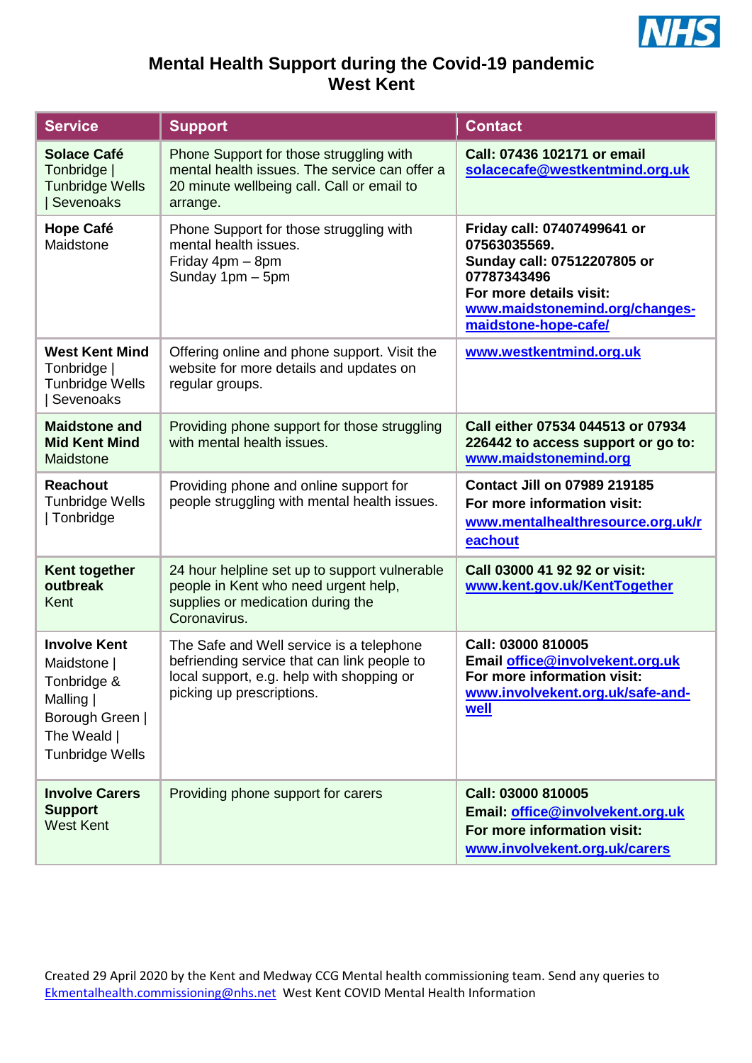# Mental Health Support during the Covid-19 pandemic West Kent

| Service | Support | Contact |
| --- | --- | --- |
| **Solace Café** Tonbridge \| Tunbridge Wells \| Sevenoaks | Phone Support for those struggling with mental health issues. The service can offer a 20 minute wellbeing call. Call or email to arrange. | **Call: 07436 102171 or email solacecafe@westkentmind.org.uk** |
| **Hope Café** Maidstone | Phone Support for those struggling with mental health issues. Friday 4pm – 8pm Sunday 1pm – 5pm | **Friday call: 07407499641 or 07563035569. Sunday call: 07512207805 or 07787343496 For more details visit: www.maidstonemind.org/changes-maidstone-hope-cafe/** |
| **West Kent Mind** Tonbridge \| Tunbridge Wells \| Sevenoaks | Offering online and phone support. Visit the website for more details and updates on regular groups. | **www.westkentmind.org.uk** |
| **Maidstone and Mid Kent Mind** Maidstone | Providing phone support for those struggling with mental health issues. | **Call either 07534 044513 or 07934 226442 to access support or go to: www.maidstonemind.org** |
| **Reachout** Tunbridge Wells \| Tonbridge | Providing phone and online support for people struggling with mental health issues. | **Contact Jill on 07989 219185 For more information visit: www.mentalhealthresource.org.uk/reachout** |
| **Kent together outbreak** Kent | 24 hour helpline set up to support vulnerable people in Kent who need urgent help, supplies or medication during the Coronavirus. | **Call 03000 41 92 92 or visit: www.kent.gov.uk/KentTogether** |
| **Involve Kent** Maidstone \| Tonbridge & Malling \| Borough Green \| The Weald \| Tunbridge Wells | The Safe and Well service is a telephone befriending service that can link people to local support, e.g. help with shopping or picking up prescriptions. | **Call: 03000 810005 Email office@involvekent.org.uk For more information visit: www.involvekent.org.uk/safe-and-well** |
| **Involve Carers Support** West Kent | Providing phone support for carers | **Call: 03000 810005 Email: office@involvekent.org.uk For more information visit: www.involvekent.org.uk/carers** |

Created 29 April 2020 by the Kent and Medway CCG Mental health commissioning team. Send any queries to Ekmentalhealth.commissioning@nhs.net West Kent COVID Mental Health Information